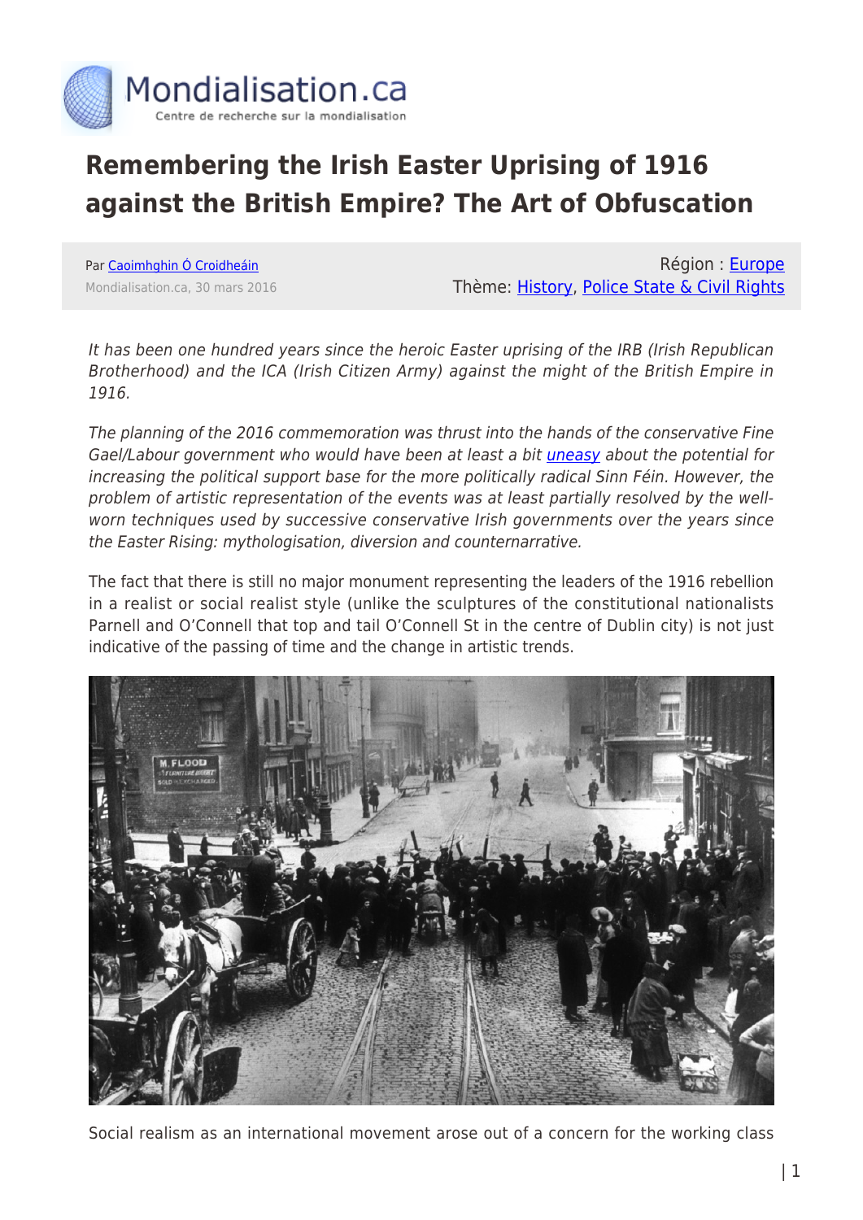# Remembering the Irish Easter Uprising of 1916 against the British Empire? The Art of Obfuscation

Par Caoimhghin Ó Croidheáin
Mondialisation.ca, 30 mars 2016

Région : Europe
Thème: History, Police State & Civil Rights

*It has been one hundred years since the heroic Easter uprising of the IRB (Irish Republican Brotherhood) and the ICA (Irish Citizen Army) against the might of the British Empire in 1916.*

*The planning of the 2016 commemoration was thrust into the hands of the conservative Fine Gael/Labour government who would have been at least a bit uneasy about the potential for increasing the political support base for the more politically radical Sinn Féin. However, the problem of artistic representation of the events was at least partially resolved by the well-worn techniques used by successive conservative Irish governments over the years since the Easter Rising: mythologisation, diversion and counternarrative.*

The fact that there is still no major monument representing the leaders of the 1916 rebellion in a realist or social realist style (unlike the sculptures of the constitutional nationalists Parnell and O'Connell that top and tail O'Connell St in the centre of Dublin city) is not just indicative of the passing of time and the change in artistic trends.

Social realism as an international movement arose out of a concern for the working class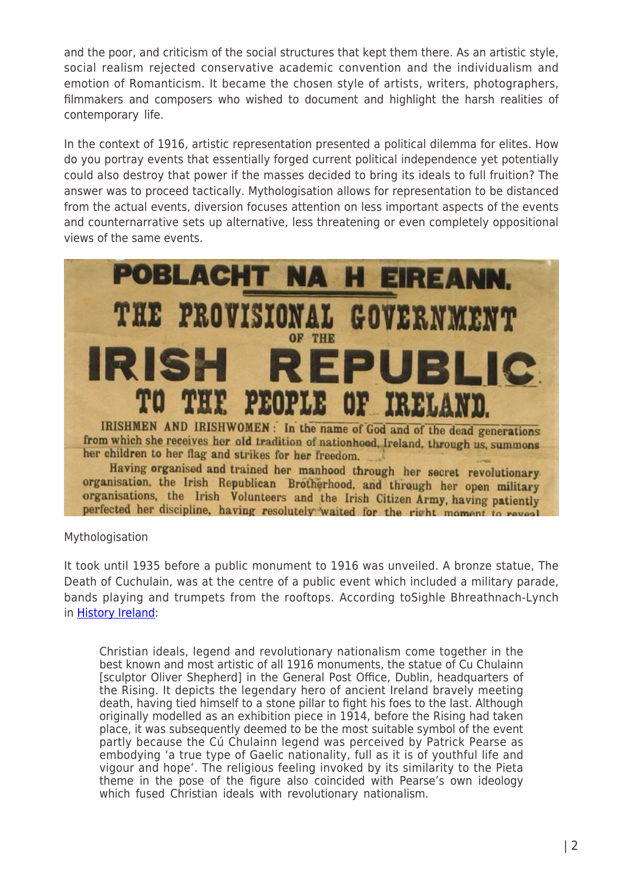and the poor, and criticism of the social structures that kept them there. As an artistic style, social realism rejected conservative academic convention and the individualism and emotion of Romanticism. It became the chosen style of artists, writers, photographers, filmmakers and composers who wished to document and highlight the harsh realities of contemporary life.

In the context of 1916, artistic representation presented a political dilemma for elites. How do you portray events that essentially forged current political independence yet potentially could also destroy that power if the masses decided to bring its ideals to full fruition? The answer was to proceed tactically. Mythologisation allows for representation to be distanced from the actual events, diversion focuses attention on less important aspects of the events and counternarrative sets up alternative, less threatening or even completely oppositional views of the same events.

## Mythologisation

It took until 1935 before a public monument to 1916 was unveiled. A bronze statue, The Death of Cuchulain, was at the centre of a public event which included a military parade, bands playing and trumpets from the rooftops. According toSighle Bhreathnach-Lynch in History Ireland:

> Christian ideals, legend and revolutionary nationalism come together in the best known and most artistic of all 1916 monuments, the statue of Cu Chulainn [sculptor Oliver Shepherd] in the General Post Office, Dublin, headquarters of the Rising. It depicts the legendary hero of ancient Ireland bravely meeting death, having tied himself to a stone pillar to fight his foes to the last. Although originally modelled as an exhibition piece in 1914, before the Rising had taken place, it was subsequently deemed to be the most suitable symbol of the event partly because the Cú Chulainn legend was perceived by Patrick Pearse as embodying 'a true type of Gaelic nationality, full as it is of youthful life and vigour and hope'. The religious feeling invoked by its similarity to the Pieta theme in the pose of the figure also coincided with Pearse's own ideology which fused Christian ideals with revolutionary nationalism.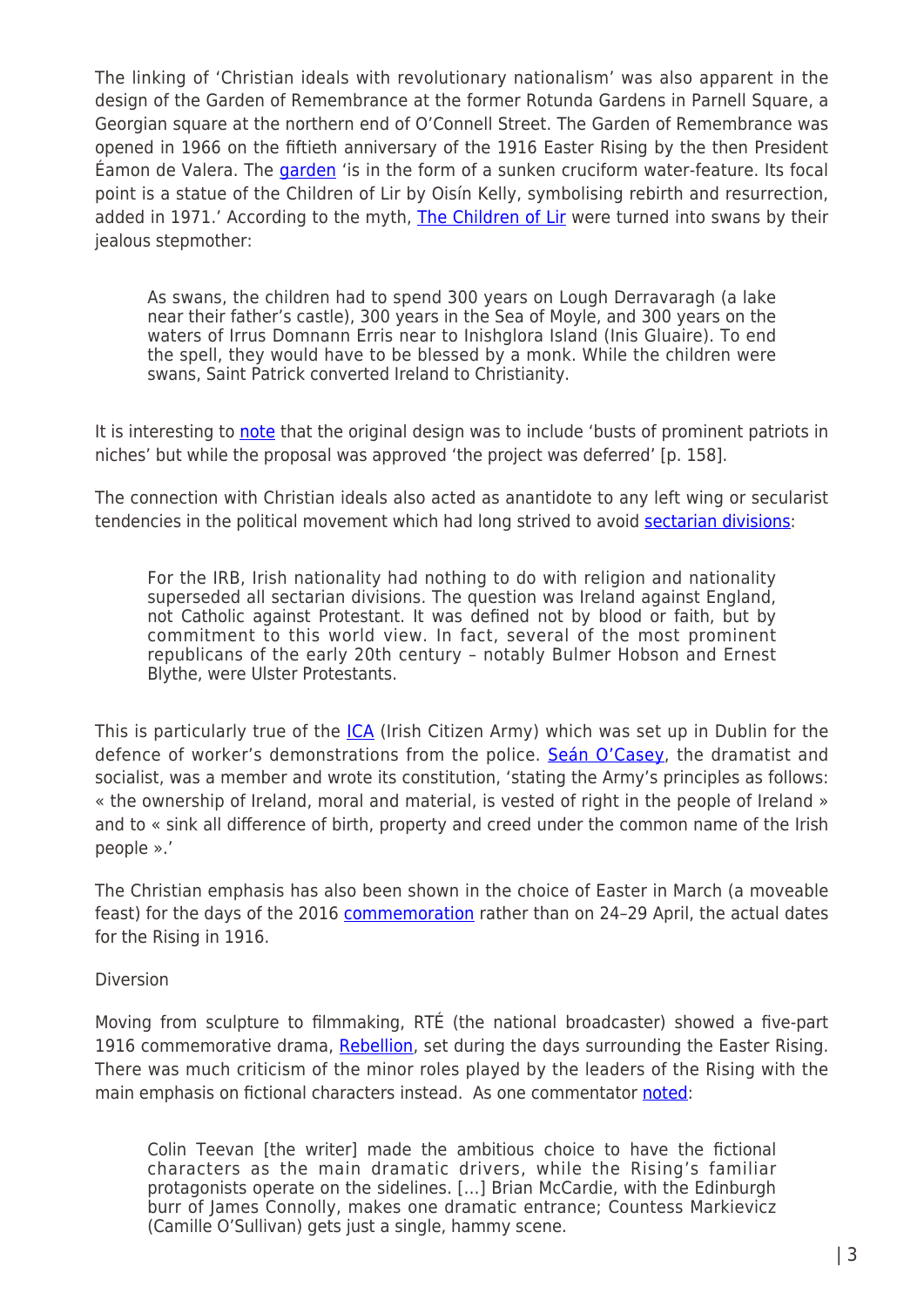The linking of 'Christian ideals with revolutionary nationalism' was also apparent in the design of the Garden of Remembrance at the former Rotunda Gardens in Parnell Square, a Georgian square at the northern end of O'Connell Street. The Garden of Remembrance was opened in 1966 on the fiftieth anniversary of the 1916 Easter Rising by the then President Éamon de Valera. The garden 'is in the form of a sunken cruciform water-feature. Its focal point is a statue of the Children of Lir by Oisín Kelly, symbolising rebirth and resurrection, added in 1971.' According to the myth, The Children of Lir were turned into swans by their jealous stepmother:

> As swans, the children had to spend 300 years on Lough Derravaragh (a lake near their father's castle), 300 years in the Sea of Moyle, and 300 years on the waters of Irrus Domnann Erris near to Inishglora Island (Inis Gluaire). To end the spell, they would have to be blessed by a monk. While the children were swans, Saint Patrick converted Ireland to Christianity.

It is interesting to note that the original design was to include 'busts of prominent patriots in niches' but while the proposal was approved 'the project was deferred' [p. 158].

The connection with Christian ideals also acted as anantidote to any left wing or secularist tendencies in the political movement which had long strived to avoid sectarian divisions:

> For the IRB, Irish nationality had nothing to do with religion and nationality superseded all sectarian divisions. The question was Ireland against England, not Catholic against Protestant. It was defined not by blood or faith, but by commitment to this world view. In fact, several of the most prominent republicans of the early 20th century – notably Bulmer Hobson and Ernest Blythe, were Ulster Protestants.

This is particularly true of the ICA (Irish Citizen Army) which was set up in Dublin for the defence of worker's demonstrations from the police. Seán O'Casey, the dramatist and socialist, was a member and wrote its constitution, 'stating the Army's principles as follows: « the ownership of Ireland, moral and material, is vested of right in the people of Ireland » and to « sink all difference of birth, property and creed under the common name of the Irish people ».'

The Christian emphasis has also been shown in the choice of Easter in March (a moveable feast) for the days of the 2016 commemoration rather than on 24–29 April, the actual dates for the Rising in 1916.

Diversion

Moving from sculpture to filmmaking, RTÉ (the national broadcaster) showed a five-part 1916 commemorative drama, Rebellion, set during the days surrounding the Easter Rising. There was much criticism of the minor roles played by the leaders of the Rising with the main emphasis on fictional characters instead. As one commentator noted:

> Colin Teevan [the writer] made the ambitious choice to have the fictional characters as the main dramatic drivers, while the Rising's familiar protagonists operate on the sidelines. [...] Brian McCardie, with the Edinburgh burr of James Connolly, makes one dramatic entrance; Countess Markievicz (Camille O'Sullivan) gets just a single, hammy scene.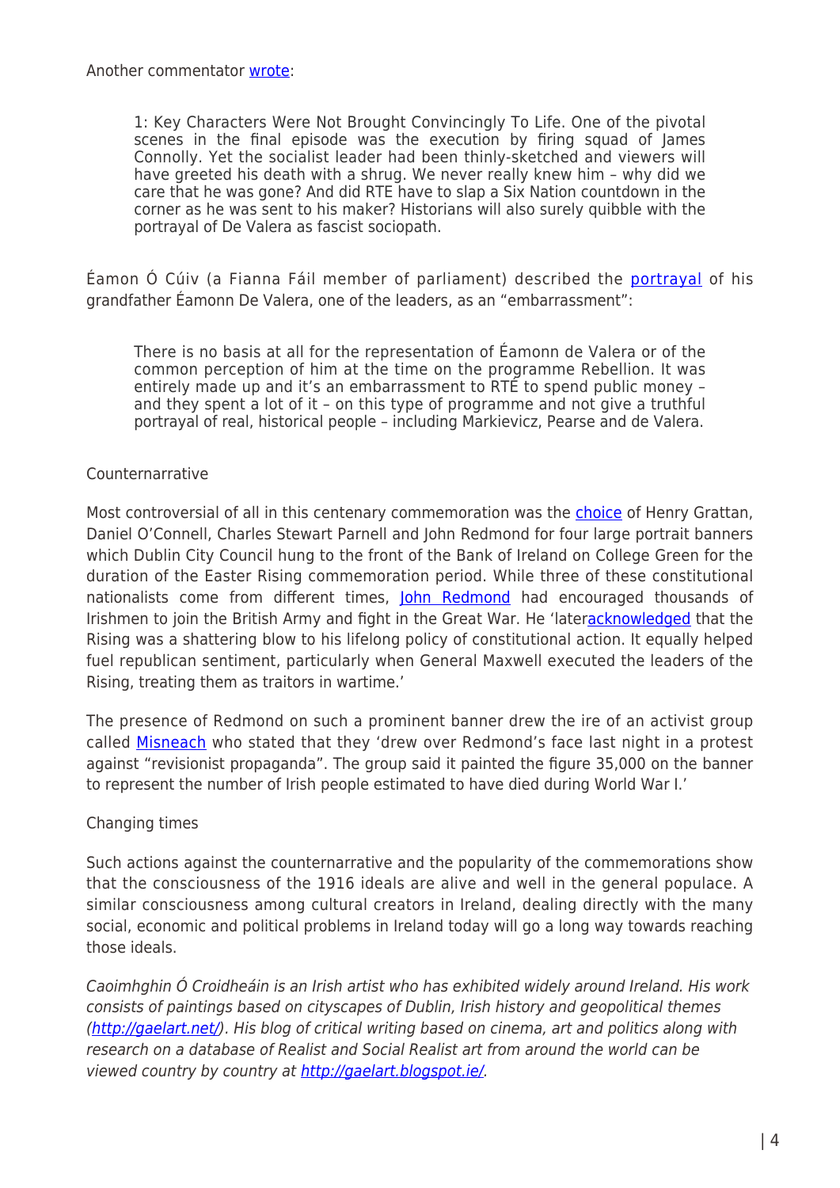Another commentator wrote:

> 1: Key Characters Were Not Brought Convincingly To Life. One of the pivotal scenes in the final episode was the execution by firing squad of James Connolly. Yet the socialist leader had been thinly-sketched and viewers will have greeted his death with a shrug. We never really knew him – why did we care that he was gone? And did RTE have to slap a Six Nation countdown in the corner as he was sent to his maker? Historians will also surely quibble with the portrayal of De Valera as fascist sociopath.

Éamon Ó Cúiv (a Fianna Fáil member of parliament) described the portrayal of his grandfather Éamonn De Valera, one of the leaders, as an "embarrassment":

> There is no basis at all for the representation of Éamonn de Valera or of the common perception of him at the time on the programme Rebellion. It was entirely made up and it's an embarrassment to RTÉ to spend public money – and they spent a lot of it – on this type of programme and not give a truthful portrayal of real, historical people – including Markievicz, Pearse and de Valera.

## Counternarrative

Most controversial of all in this centenary commemoration was the choice of Henry Grattan, Daniel O'Connell, Charles Stewart Parnell and John Redmond for four large portrait banners which Dublin City Council hung to the front of the Bank of Ireland on College Green for the duration of the Easter Rising commemoration period. While three of these constitutional nationalists come from different times, John Redmond had encouraged thousands of Irishmen to join the British Army and fight in the Great War. He 'lateracknowledged that the Rising was a shattering blow to his lifelong policy of constitutional action. It equally helped fuel republican sentiment, particularly when General Maxwell executed the leaders of the Rising, treating them as traitors in wartime.'

The presence of Redmond on such a prominent banner drew the ire of an activist group called Misneach who stated that they 'drew over Redmond's face last night in a protest against "revisionist propaganda". The group said it painted the figure 35,000 on the banner to represent the number of Irish people estimated to have died during World War I.'

## Changing times

Such actions against the counternarrative and the popularity of the commemorations show that the consciousness of the 1916 ideals are alive and well in the general populace. A similar consciousness among cultural creators in Ireland, dealing directly with the many social, economic and political problems in Ireland today will go a long way towards reaching those ideals.

*Caoimhghin Ó Croidheáin is an Irish artist who has exhibited widely around Ireland. His work consists of paintings based on cityscapes of Dublin, Irish history and geopolitical themes (http://gaelart.net/). His blog of critical writing based on cinema, art and politics along with research on a database of Realist and Social Realist art from around the world can be viewed country by country at http://gaelart.blogspot.ie/.*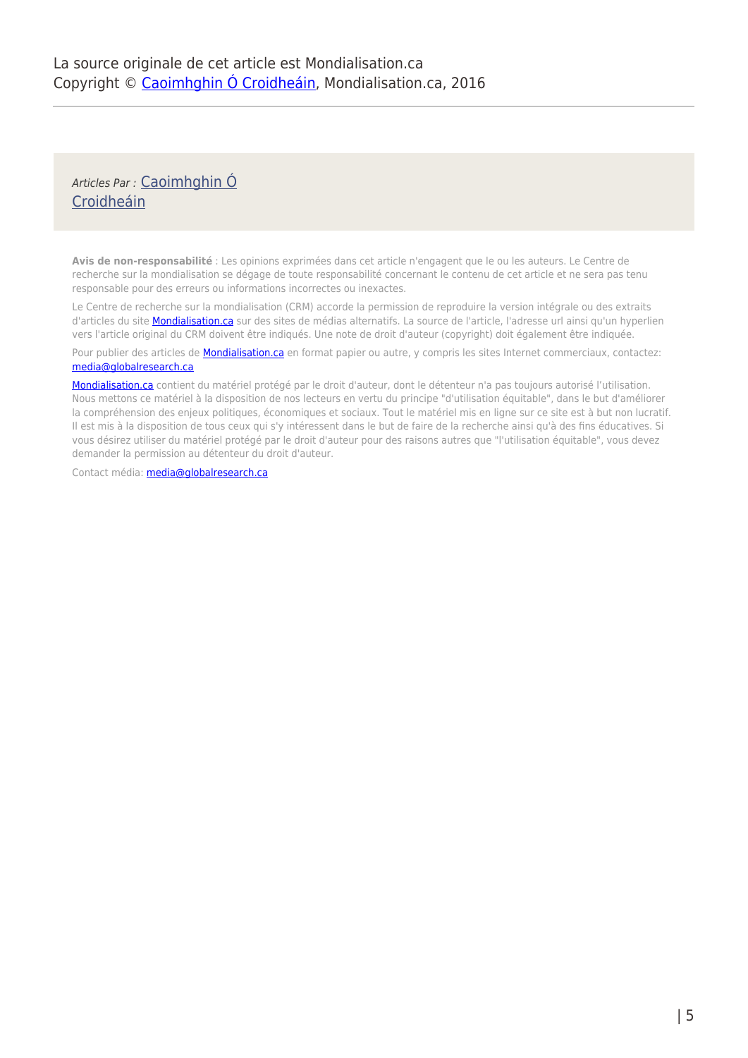La source originale de cet article est Mondialisation.ca
Copyright © Caoimhghin Ó Croidheáin, Mondialisation.ca, 2016

---

*Articles Par :* Caoimhghin Ó Croidheáin

**Avis de non-responsabilité** : Les opinions exprimées dans cet article n'engagent que le ou les auteurs. Le Centre de recherche sur la mondialisation se dégage de toute responsabilité concernant le contenu de cet article et ne sera pas tenu responsable pour des erreurs ou informations incorrectes ou inexactes.

Le Centre de recherche sur la mondialisation (CRM) accorde la permission de reproduire la version intégrale ou des extraits d'articles du site Mondialisation.ca sur des sites de médias alternatifs. La source de l'article, l'adresse url ainsi qu'un hyperlien vers l'article original du CRM doivent être indiqués. Une note de droit d'auteur (copyright) doit également être indiquée.

Pour publier des articles de Mondialisation.ca en format papier ou autre, y compris les sites Internet commerciaux, contactez: media@globalresearch.ca

Mondialisation.ca contient du matériel protégé par le droit d'auteur, dont le détenteur n'a pas toujours autorisé l'utilisation. Nous mettons ce matériel à la disposition de nos lecteurs en vertu du principe "d'utilisation équitable", dans le but d'améliorer la compréhension des enjeux politiques, économiques et sociaux. Tout le matériel mis en ligne sur ce site est à but non lucratif. Il est mis à la disposition de tous ceux qui s'y intéressent dans le but de faire de la recherche ainsi qu'à des fins éducatives. Si vous désirez utiliser du matériel protégé par le droit d'auteur pour des raisons autres que "l'utilisation équitable", vous devez demander la permission au détenteur du droit d'auteur.

Contact média: media@globalresearch.ca